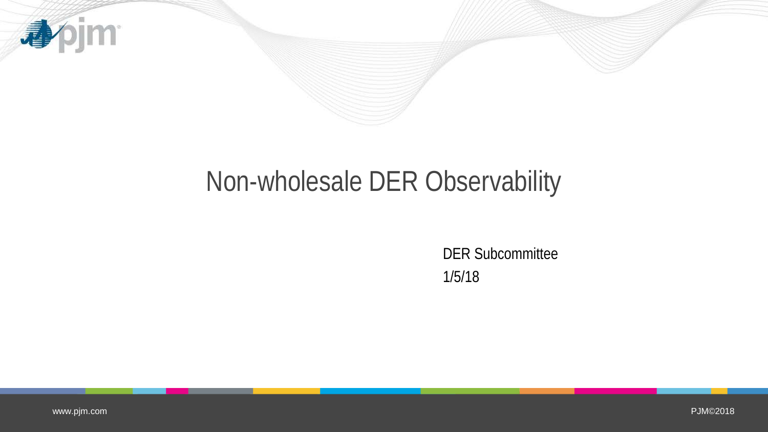# Non-wholesale DER Observability

DER Subcommittee

1/5/18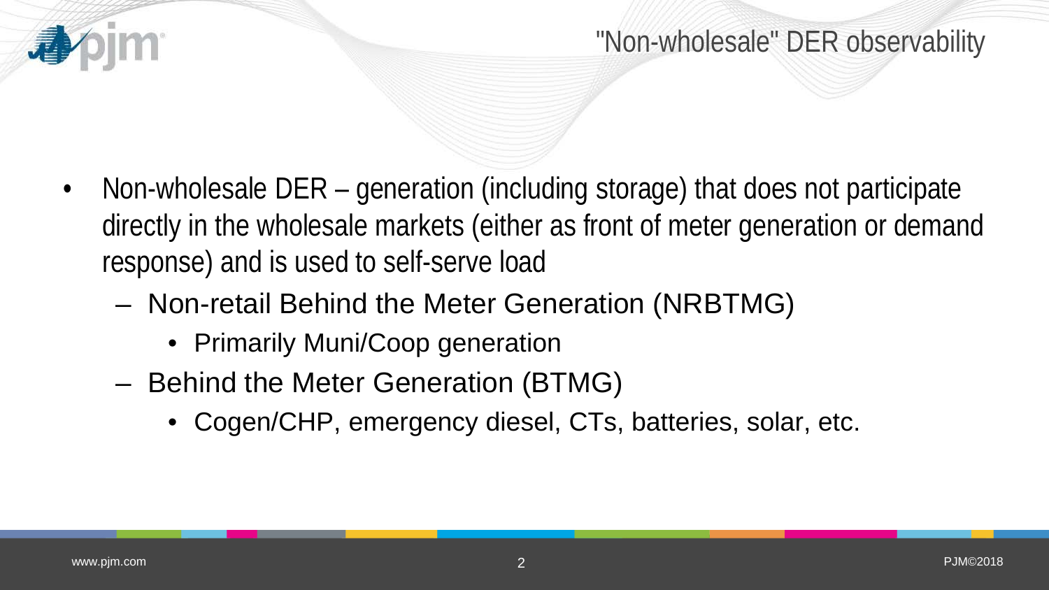# "Non-wholesale" DER observability

- Non-wholesale DER – generation (including storage) that does not participate directly in the wholesale markets (either as front of meter generation or demand response) and is used to self-serve load
  - Non-retail Behind the Meter Generation (NRBTMG)
    - Primarily Muni/Coop generation
  - Behind the Meter Generation (BTMG)
    - Cogen/CHP, emergency diesel, CTs, batteries, solar, etc.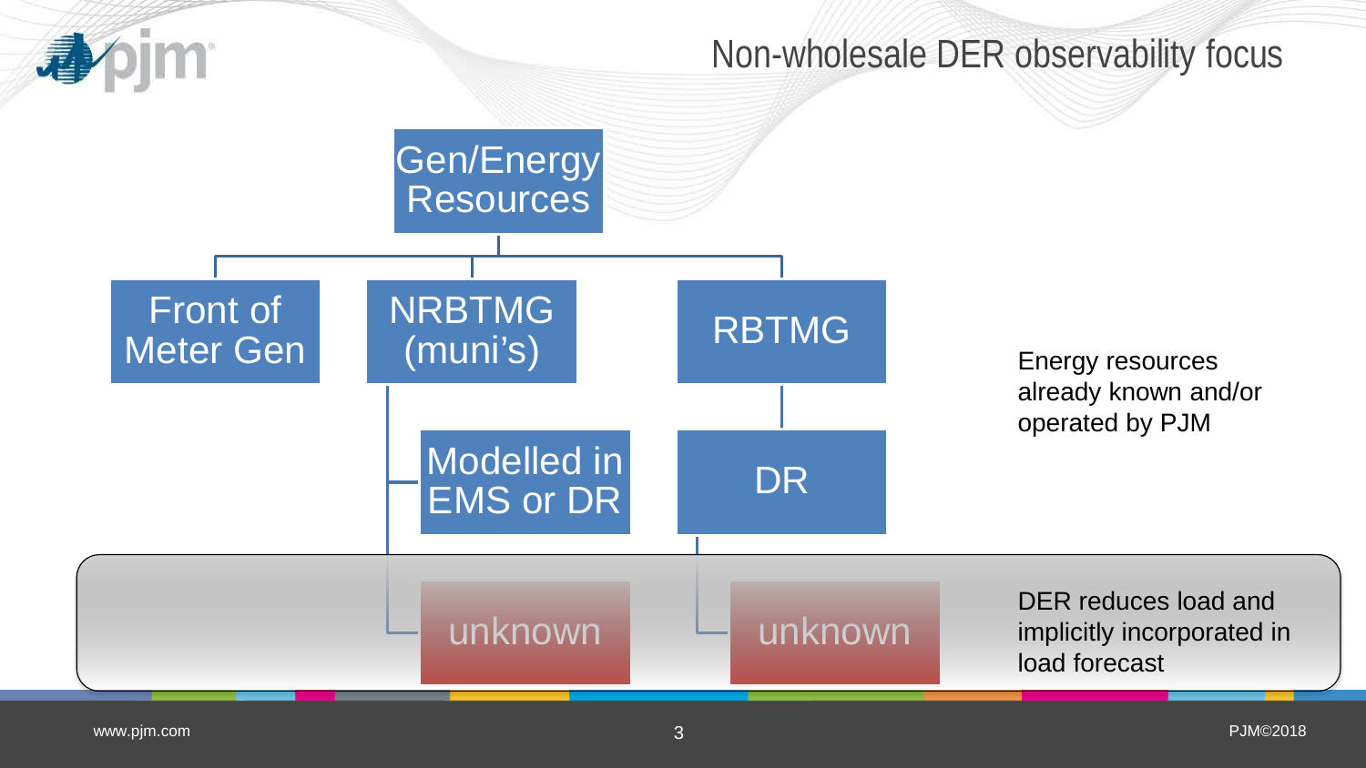# Non-wholesale DER observability focus

- Gen/Energy Resources
  - Front of Meter Gen
  - NRBTMG (muni's)
    - Modelled in EMS or DR
    - unknown
  - RBTMG
    - DR
    - unknown

Energy resources already known and/or operated by PJM

DER reduces load and implicitly incorporated in load forecast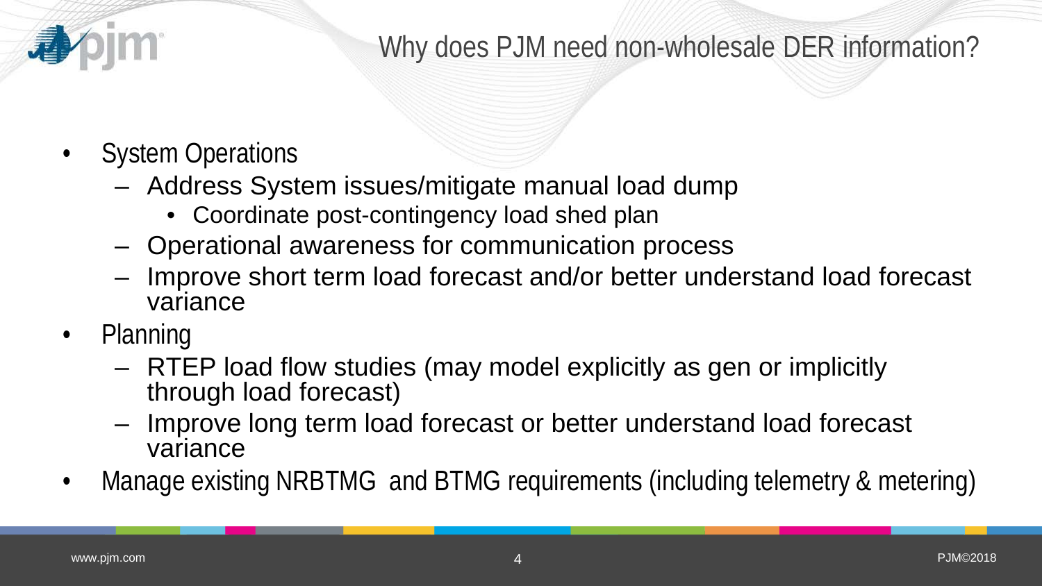# Why does PJM need non-wholesale DER information?

- System Operations
  - Address System issues/mitigate manual load dump
    - Coordinate post-contingency load shed plan
  - Operational awareness for communication process
  - Improve short term load forecast and/or better understand load forecast variance
- Planning
  - RTEP load flow studies (may model explicitly as gen or implicitly through load forecast)
  - Improve long term load forecast or better understand load forecast variance
- Manage existing NRBTMG and BTMG requirements (including telemetry & metering)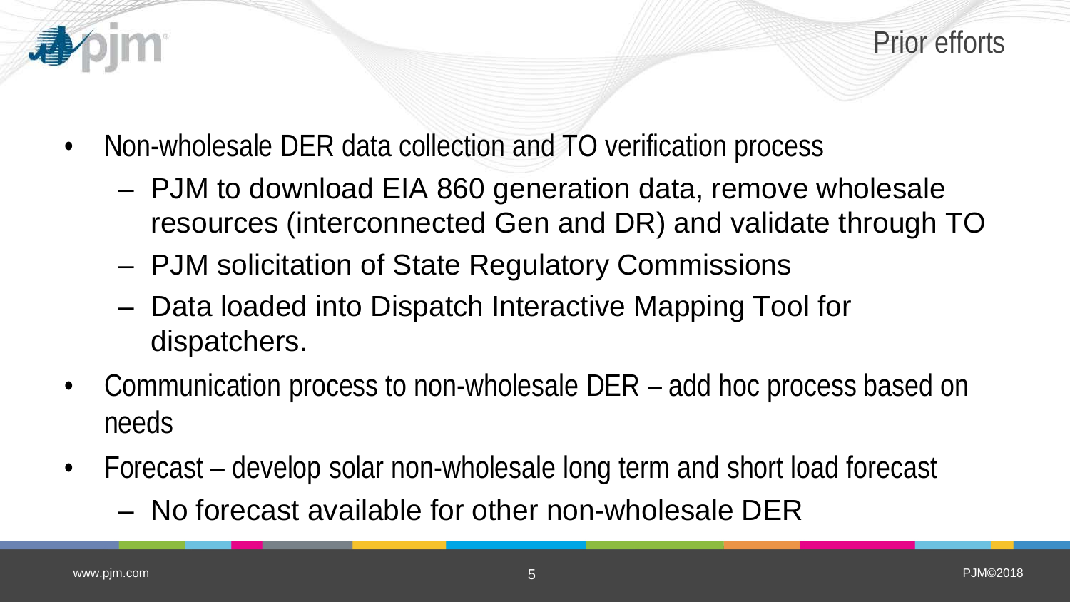# Prior efforts

- Non-wholesale DER data collection and TO verification process
  - PJM to download EIA 860 generation data, remove wholesale resources (interconnected Gen and DR) and validate through TO
  - PJM solicitation of State Regulatory Commissions
  - Data loaded into Dispatch Interactive Mapping Tool for dispatchers.
- Communication process to non-wholesale DER – add hoc process based on needs
- Forecast – develop solar non-wholesale long term and short load forecast
  - No forecast available for other non-wholesale DER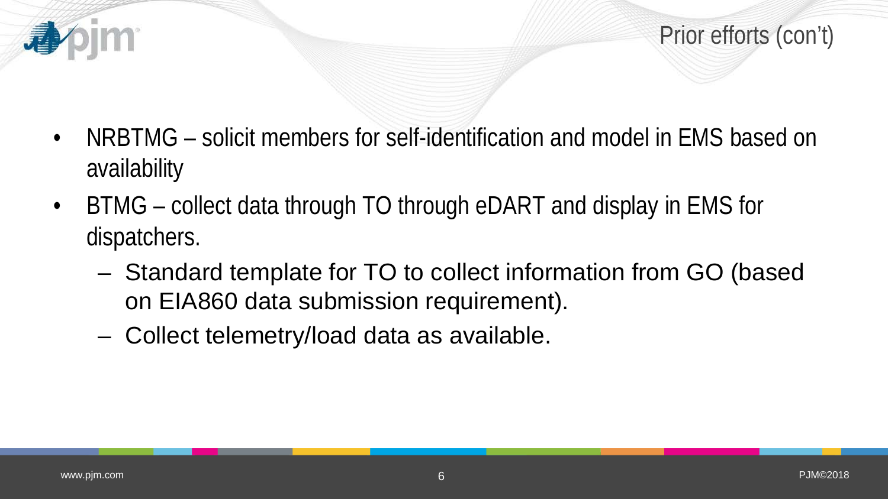# Prior efforts (con't)

- NRBTMG – solicit members for self-identification and model in EMS based on availability
- BTMG – collect data through TO through eDART and display in EMS for dispatchers.
  - Standard template for TO to collect information from GO (based on EIA860 data submission requirement).
  - Collect telemetry/load data as available.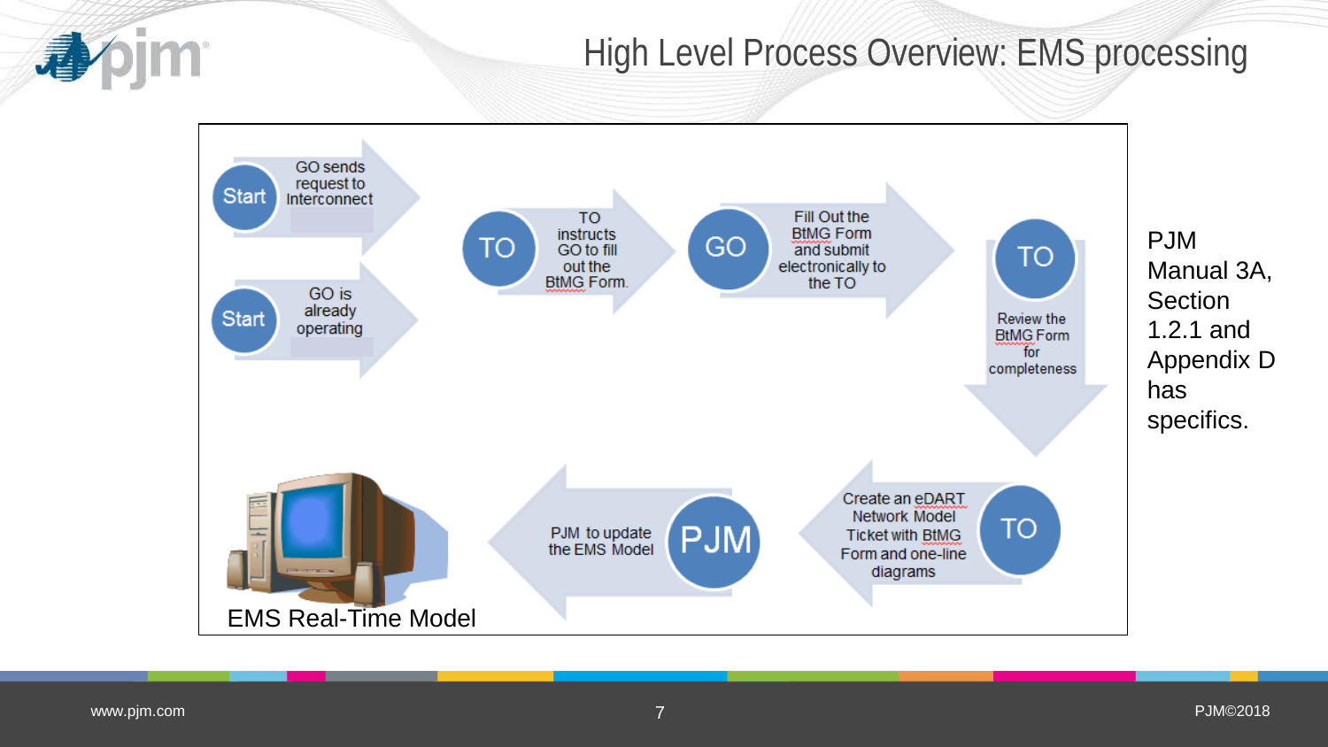# High Level Process Overview: EMS processing

- **Start** – GO sends request to Interconnect
- **Start** – GO is already operating
- **TO** – TO instructs GO to fill out the BtMG Form.
- **GO** – Fill Out the BtMG Form and submit electronically to the TO
- **TO** – Review the BtMG Form for completeness
- **TO** – Create an eDART Network Model Ticket with BtMG Form and one-line diagrams
- **PJM** – PJM to update the EMS Model

EMS Real-Time Model

PJM Manual 3A, Section 1.2.1 and Appendix D has specifics.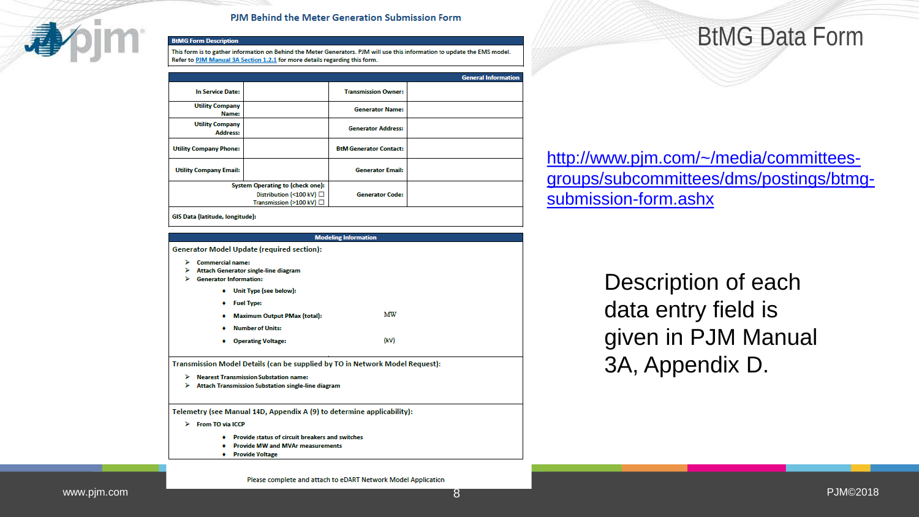# BtMG Data Form

## PJM Behind the Meter Generation Submission Form

**BtMG Form Description**

This form is to gather information on Behind the Meter Generators. PJM will use this information to update the EMS model. Refer to PJM Manual 3A Section 1.2.1 for more details regarding this form.

**General Information**

| | | | |
|---|---|---|---|
| **In Service Date:** | | **Transmission Owner:** | |
| **Utility Company Name:** | | **Generator Name:** | |
| **Utility Company Address:** | | **Generator Address:** | |
| **Utility Company Phone:** | | **BtM Generator Contact:** | |
| **Utility Company Email:** | | **Generator Email:** | |
| **System Operating to (check one):** Distribution (<100 kV) ☐ Transmission (>100 kV) ☐ | | **Generator Code:** | |
| **GIS Data (latitude, longitude):** | | | |

**Modeling Information**

Generator Model Update (required section):

- **Commercial name:**
- **Attach Generator single-line diagram**
- **Generator Information:**
  - **Unit Type (see below):**
  - **Fuel Type:**
  - **Maximum Output PMax (total):** MW
  - **Number of Units:**
  - **Operating Voltage:** (kV)

Transmission Model Details (can be supplied by TO in Network Model Request):

- **Nearest Transmission Substation name:**
- **Attach Transmission Substation single-line diagram**

Telemetry (see Manual 14D, Appendix A (9) to determine applicability):

- **From TO via ICCP**
  - **Provide status of circuit breakers and switches**
  - **Provide MW and MVAr measurements**
  - **Provide Voltage**

Please complete and attach to eDART Network Model Application

http://www.pjm.com/~/media/committees-groups/subcommittees/dms/postings/btmg-submission-form.ashx

Description of each data entry field is given in PJM Manual 3A, Appendix D.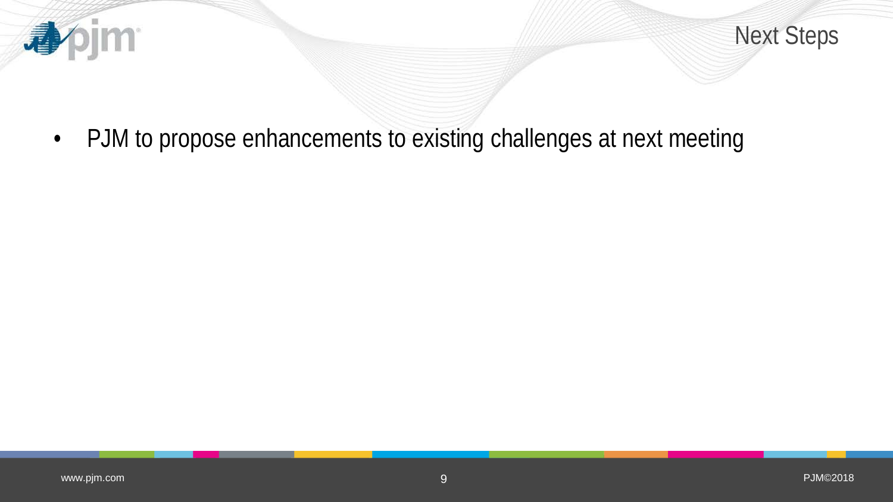# Next Steps

- PJM to propose enhancements to existing challenges at next meeting